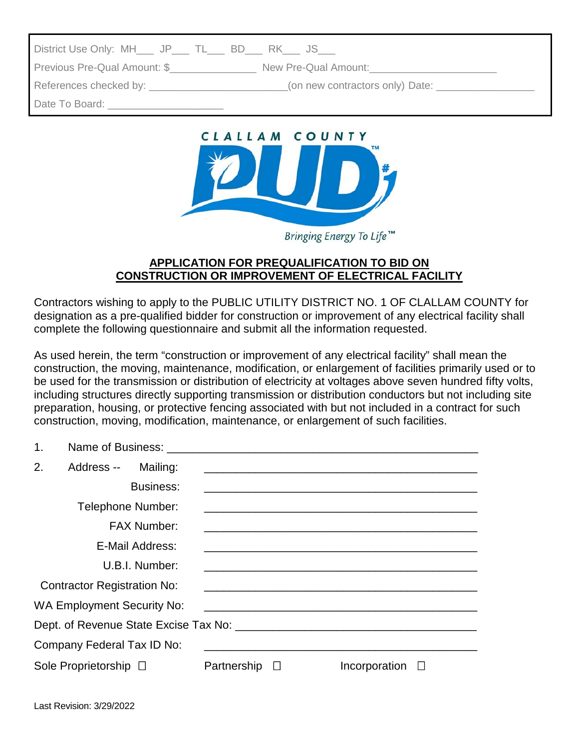District Use Only: MH___ JP___ TL___ BD___ RK___ JS___

Previous Pre-Qual Amount: $_______________ New Pre-Qual Amount:______________________

References checked by: ________________________(on new contractors only) Date: _________________

Date To Board: ____________________

CLALLAM COUNTY PUD #1

Bringing Energy To Life™

## APPLICATION FOR PREQUALIFICATION TO BID ON CONSTRUCTION OR IMPROVEMENT OF ELECTRICAL FACILITY

Contractors wishing to apply to the PUBLIC UTILITY DISTRICT NO. 1 OF CLALLAM COUNTY for designation as a pre-qualified bidder for construction or improvement of any electrical facility shall complete the following questionnaire and submit all the information requested.

As used herein, the term "construction or improvement of any electrical facility" shall mean the construction, the moving, maintenance, modification, or enlargement of facilities primarily used or to be used for the transmission or distribution of electricity at voltages above seven hundred fifty volts, including structures directly supporting transmission or distribution conductors but not including site preparation, housing, or protective fencing associated with but not included in a contract for such construction, moving, modification, maintenance, or enlargement of such facilities.

1. Name of Business: ___________________________________________________

2. Address -- Mailing: ____________________________________________

   Business: ____________________________________________

   Telephone Number: ____________________________________________

   FAX Number: ____________________________________________

   E-Mail Address: ____________________________________________

   U.B.I. Number: ____________________________________________

   Contractor Registration No: ____________________________________________

   WA Employment Security No: ____________________________________________

   Dept. of Revenue State Excise Tax No: ______________________________________

   Company Federal Tax ID No: ____________________________________________

   Sole Proprietorship ☐ Partnership ☐ Incorporation ☐

Last Revision: 3/29/2022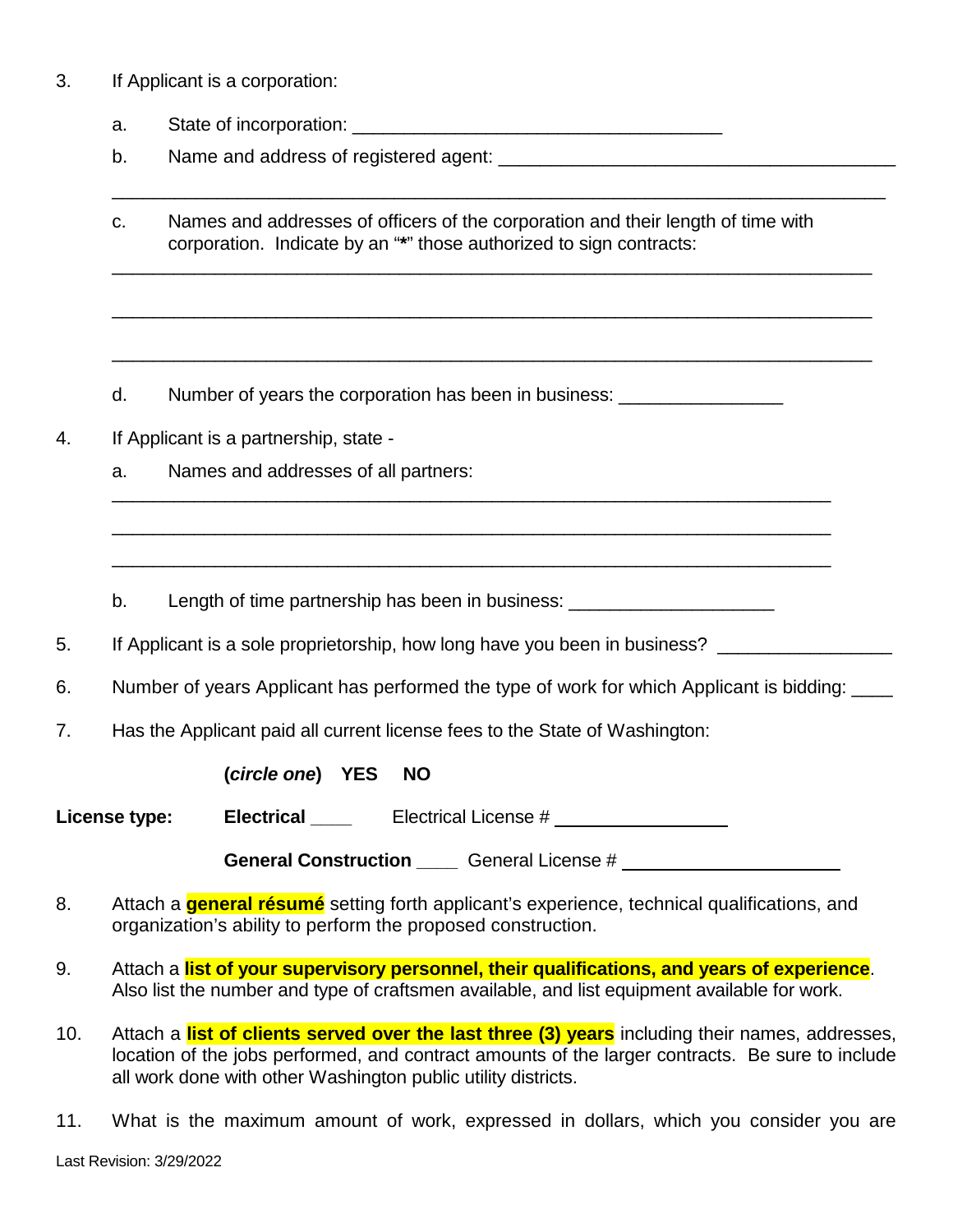3. If Applicant is a corporation:

   a. State of incorporation: ____________________________________

   b. Name and address of registered agent: ______________________________________
   ____________________________________________________________________________

   c. Names and addresses of officers of the corporation and their length of time with corporation. Indicate by an "**\***" those authorized to sign contracts:
   ____________________________________________________________________________
   ____________________________________________________________________________
   ____________________________________________________________________________

   d. Number of years the corporation has been in business: ________________

4. If Applicant is a partnership, state -

   a. Names and addresses of all partners:
   ______________________________________________________________________
   ______________________________________________________________________
   ______________________________________________________________________

   b. Length of time partnership has been in business: ____________________

5. If Applicant is a sole proprietorship, how long have you been in business? _________________

6. Number of years Applicant has performed the type of work for which Applicant is bidding: ____

7. Has the Applicant paid all current license fees to the State of Washington:

   (***circle one***) **YES** **NO**

**License type:** **Electrical** ____ Electrical License # _________________

**General Construction** ____ General License # ______________________

8. Attach a **general résumé** setting forth applicant's experience, technical qualifications, and organization's ability to perform the proposed construction.

9. Attach a **list of your supervisory personnel, their qualifications, and years of experience**. Also list the number and type of craftsmen available, and list equipment available for work.

10. Attach a **list of clients served over the last three (3) years** including their names, addresses, location of the jobs performed, and contract amounts of the larger contracts. Be sure to include all work done with other Washington public utility districts.

11. What is the maximum amount of work, expressed in dollars, which you consider you are

Last Revision: 3/29/2022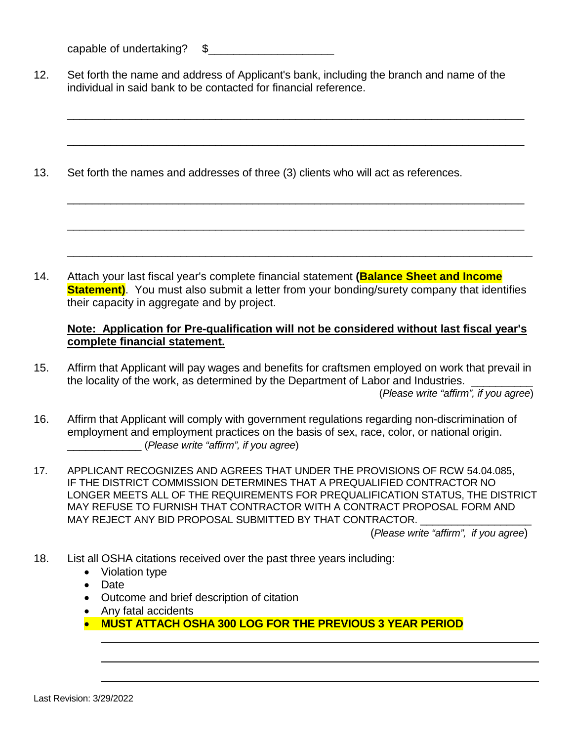capable of undertaking? $____________________

12. Set forth the name and address of Applicant's bank, including the branch and name of the individual in said bank to be contacted for financial reference.

____________________________________________________________________________

____________________________________________________________________________

13. Set forth the names and addresses of three (3) clients who will act as references.

____________________________________________________________________________

____________________________________________________________________________

____________________________________________________________________________

14. Attach your last fiscal year's complete financial statement **(Balance Sheet and Income Statement)**. You must also submit a letter from your bonding/surety company that identifies their capacity in aggregate and by project.

    **Note: Application for Pre-qualification will not be considered without last fiscal year's complete financial statement.**

15. Affirm that Applicant will pay wages and benefits for craftsmen employed on work that prevail in the locality of the work, as determined by the Department of Labor and Industries. __________ (*Please write "affirm", if you agree*)

16. Affirm that Applicant will comply with government regulations regarding non-discrimination of employment and employment practices on the basis of sex, race, color, or national origin. _____________ (*Please write "affirm", if you agree*)

17. APPLICANT RECOGNIZES AND AGREES THAT UNDER THE PROVISIONS OF RCW 54.04.085, IF THE DISTRICT COMMISSION DETERMINES THAT A PREQUALIFIED CONTRACTOR NO LONGER MEETS ALL OF THE REQUIREMENTS FOR PREQUALIFICATION STATUS, THE DISTRICT MAY REFUSE TO FURNISH THAT CONTRACTOR WITH A CONTRACT PROPOSAL FORM AND MAY REJECT ANY BID PROPOSAL SUBMITTED BY THAT CONTRACTOR. __________________ (*Please write "affirm", if you agree*)

18. List all OSHA citations received over the past three years including:
    - Violation type
    - Date
    - Outcome and brief description of citation
    - Any fatal accidents
    - **MUST ATTACH OSHA 300 LOG FOR THE PREVIOUS 3 YEAR PERIOD**

    ____________________________________________________________________________

    ____________________________________________________________________________

    ____________________________________________________________________________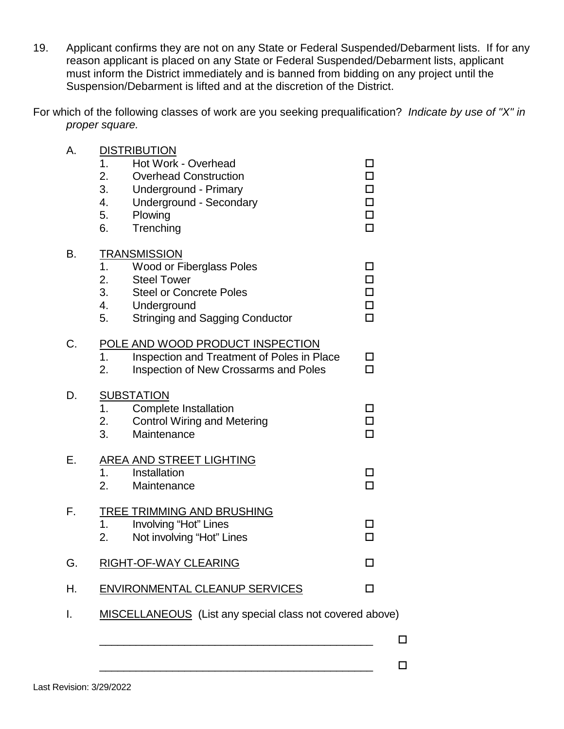19. Applicant confirms they are not on any State or Federal Suspended/Debarment lists. If for any reason applicant is placed on any State or Federal Suspended/Debarment lists, applicant must inform the District immediately and is banned from bidding on any project until the Suspension/Debarment is lifted and at the discretion of the District.

For which of the following classes of work are you seeking prequalification? *Indicate by use of "X" in proper square.*

A. <u>DISTRIBUTION</u>
   1. Hot Work - Overhead ☐
   2. Overhead Construction ☐
   3. Underground - Primary ☐
   4. Underground - Secondary ☐
   5. Plowing ☐
   6. Trenching ☐

B. <u>TRANSMISSION</u>
   1. Wood or Fiberglass Poles ☐
   2. Steel Tower ☐
   3. Steel or Concrete Poles ☐
   4. Underground ☐
   5. Stringing and Sagging Conductor ☐

C. <u>POLE AND WOOD PRODUCT INSPECTION</u>
   1. Inspection and Treatment of Poles in Place ☐
   2. Inspection of New Crossarms and Poles ☐

D. <u>SUBSTATION</u>
   1. Complete Installation ☐
   2. Control Wiring and Metering ☐
   3. Maintenance ☐

E. <u>AREA AND STREET LIGHTING</u>
   1. Installation ☐
   2. Maintenance ☐

F. <u>TREE TRIMMING AND BRUSHING</u>
   1. Involving "Hot" Lines ☐
   2. Not involving "Hot" Lines ☐

G. <u>RIGHT-OF-WAY CLEARING</u> ☐

H. <u>ENVIRONMENTAL CLEANUP SERVICES</u> ☐

I. <u>MISCELLANEOUS</u> (List any special class not covered above)

   ______________________________________________ ☐

   ______________________________________________ ☐

Last Revision: 3/29/2022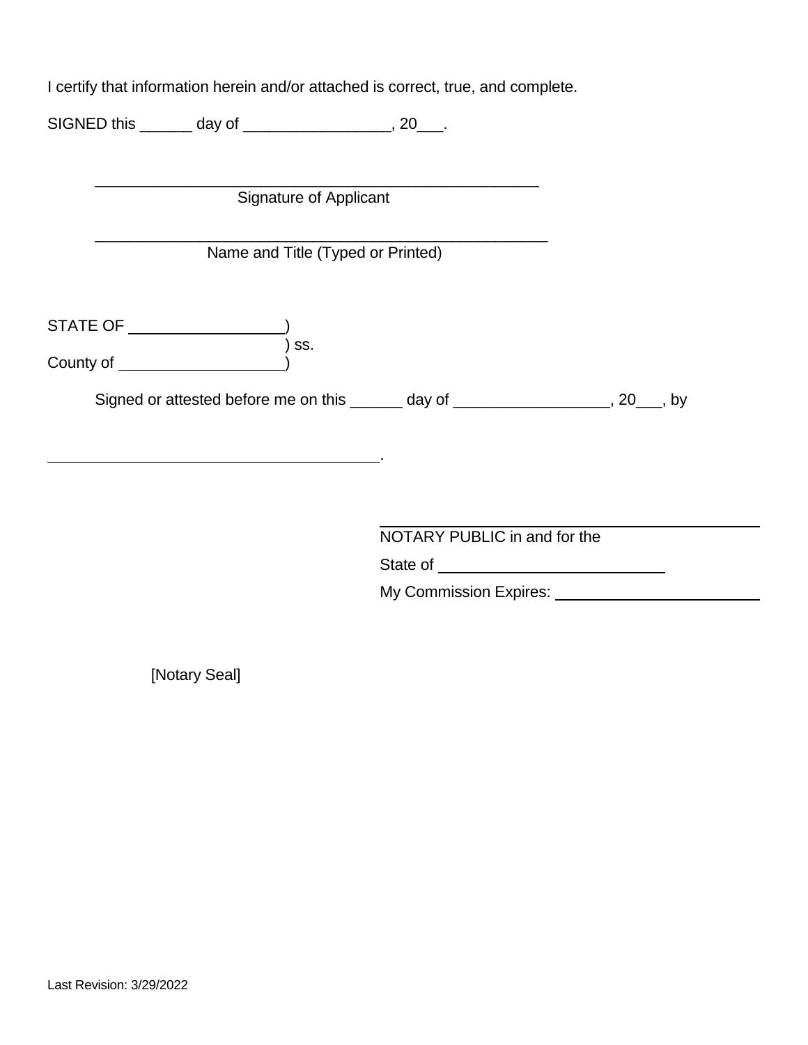I certify that information herein and/or attached is correct, true, and complete.

SIGNED this ______ day of _________________, 20___.

_____________________________________________________
Signature of Applicant

______________________________________________________
Name and Title (Typed or Printed)

STATE OF ___________________)
) ss.
County of ___________________)

Signed or attested before me on this ______ day of __________________, 20___, by

_______________________________________.

_____________________________________________
NOTARY PUBLIC in and for the

State of ___________________________

My Commission Expires: ________________________

[Notary Seal]

Last Revision: 3/29/2022